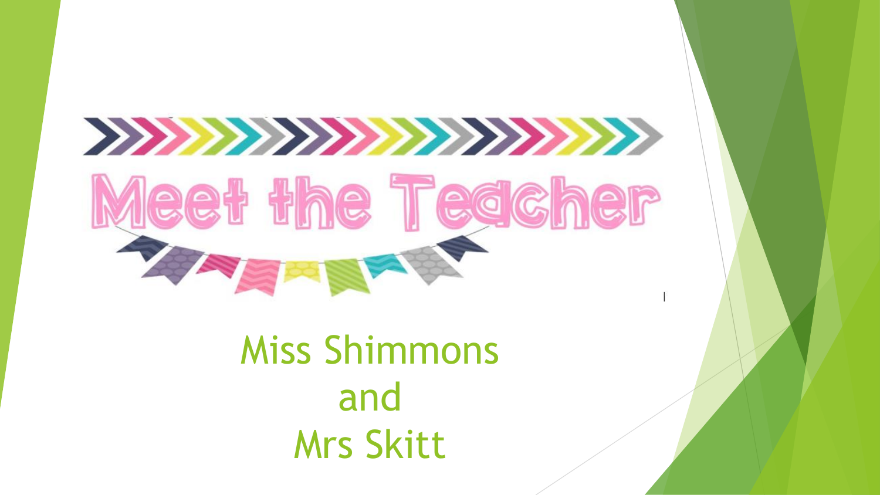# Meet the Teacher

Miss Shimmons
and
Mrs Skitt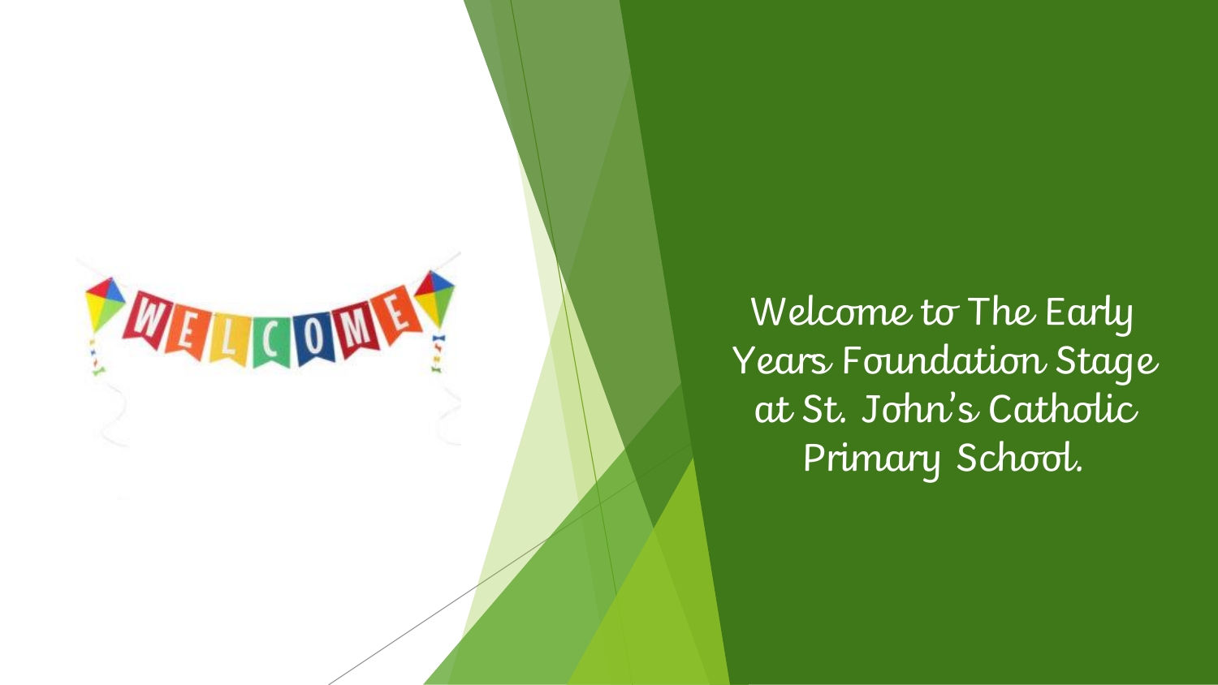Welcome to The Early Years Foundation Stage at St. John's Catholic Primary School.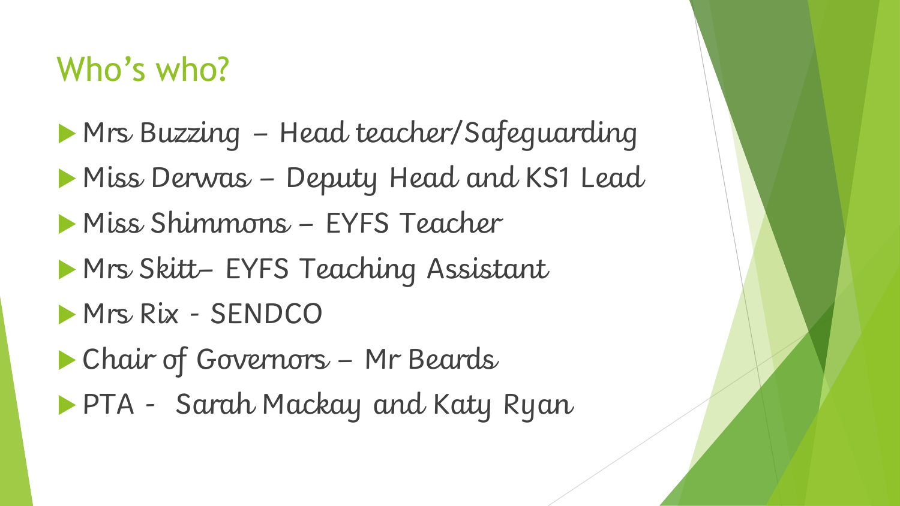# Who's who?

- Mrs Buzzing – Head teacher/Safeguarding
- Miss Derwas – Deputy Head and KS1 Lead
- Miss Shimmons – EYFS Teacher
- Mrs Skitt– EYFS Teaching Assistant
- Mrs Rix - SENDCO
- Chair of Governors – Mr Beards
- PTA - Sarah Mackay and Katy Ryan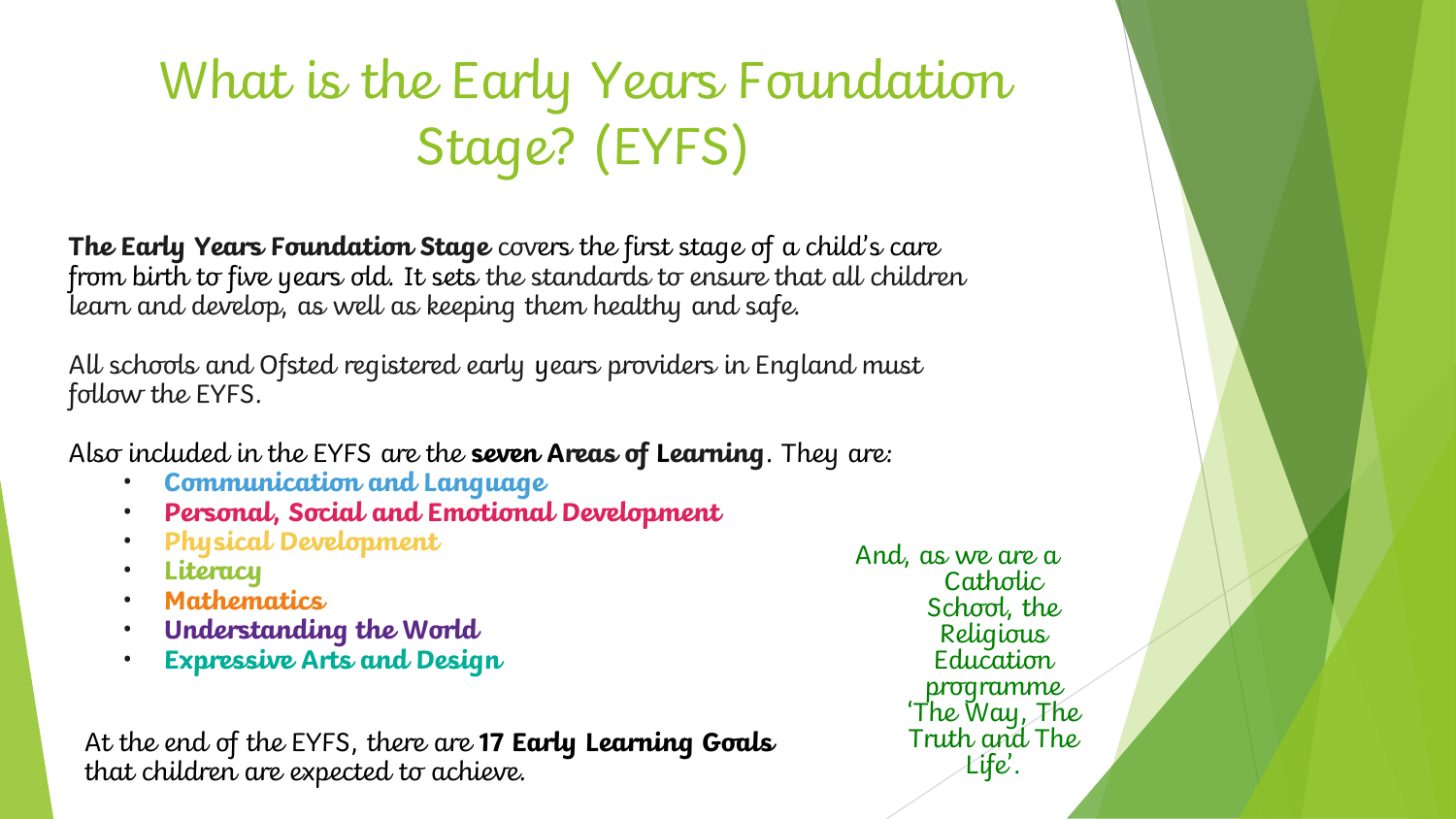# What is the Early Years Foundation Stage? (EYFS)

**The Early Years Foundation Stage** covers the first stage of a child's care from birth to five years old. It sets the standards to ensure that all children learn and develop, as well as keeping them healthy and safe.

All schools and Ofsted registered early years providers in England must follow the EYFS.

Also included in the EYFS are the **seven Areas of Learning**. They are:

- **Communication and Language**
- **Personal, Social and Emotional Development**
- **Physical Development**
- **Literacy**
- **Mathematics**
- **Understanding the World**
- **Expressive Arts and Design**

And, as we are a Catholic School, the Religious Education programme 'The Way, The Truth and The Life'.

At the end of the EYFS, there are **17 Early Learning Goals** that children are expected to achieve.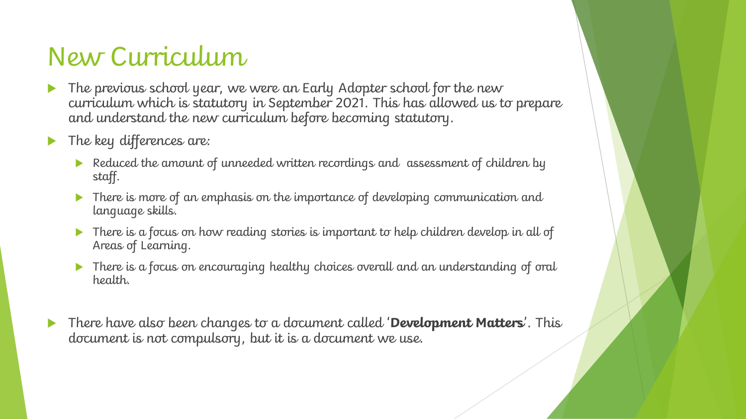# New Curriculum

- The previous school year, we were an Early Adopter school for the new curriculum which is statutory in September 2021. This has allowed us to prepare and understand the new curriculum before becoming statutory.
- The key differences are:
  - Reduced the amount of unneeded written recordings and assessment of children by staff.
  - There is more of an emphasis on the importance of developing communication and language skills.
  - There is a focus on how reading stories is important to help children develop in all of Areas of Learning.
  - There is a focus on encouraging healthy choices overall and an understanding of oral health.
- There have also been changes to a document called '**Development Matters**'. This document is not compulsory, but it is a document we use.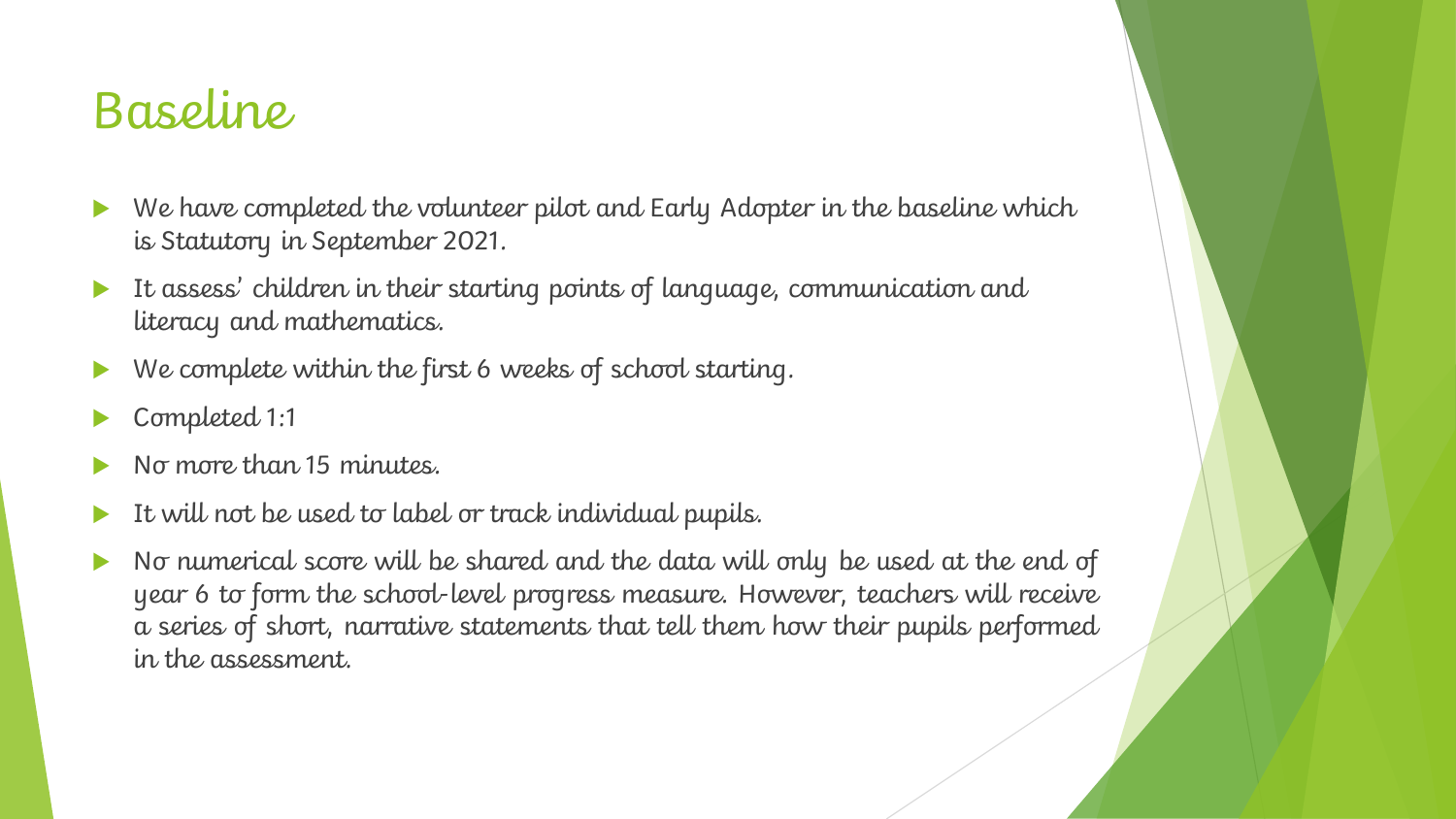# Baseline

- We have completed the volunteer pilot and Early Adopter in the baseline which is Statutory in September 2021.
- It assess' children in their starting points of language, communication and literacy and mathematics.
- We complete within the first 6 weeks of school starting.
- Completed 1:1
- No more than 15 minutes.
- It will not be used to label or track individual pupils.
- No numerical score will be shared and the data will only be used at the end of year 6 to form the school-level progress measure. However, teachers will receive a series of short, narrative statements that tell them how their pupils performed in the assessment.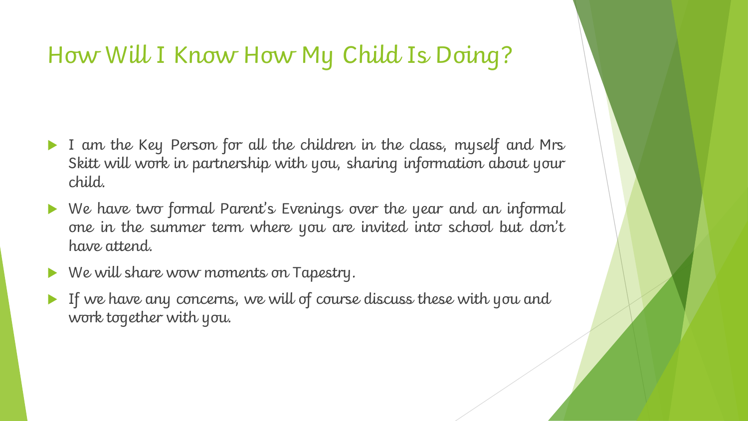# How Will I Know How My Child Is Doing?

- I am the Key Person for all the children in the class, myself and Mrs Skitt will work in partnership with you, sharing information about your child.
- We have two formal Parent's Evenings over the year and an informal one in the summer term where you are invited into school but don't have attend.
- We will share wow moments on Tapestry.
- If we have any concerns, we will of course discuss these with you and work together with you.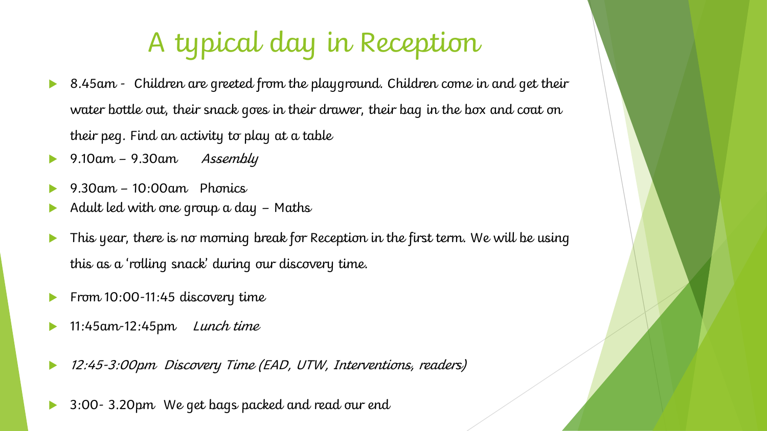# A typical day in Reception

- 8.45am - Children are greeted from the playground. Children come in and get their water bottle out, their snack goes in their drawer, their bag in the box and coat on their peg. Find an activity to play at a table
- 9.10am – 9.30am *Assembly*
- 9.30am – 10:00am Phonics
- Adult led with one group a day – Maths
- This year, there is no morning break for Reception in the first term. We will be using this as a 'rolling snack' during our discovery time.
- From 10:00-11:45 discovery time
- 11:45am-12:45pm *Lunch time*
- *12:45-3:00pm Discovery Time (EAD, UTW, Interventions, readers)*
- 3:00- 3.20pm We get bags packed and read our end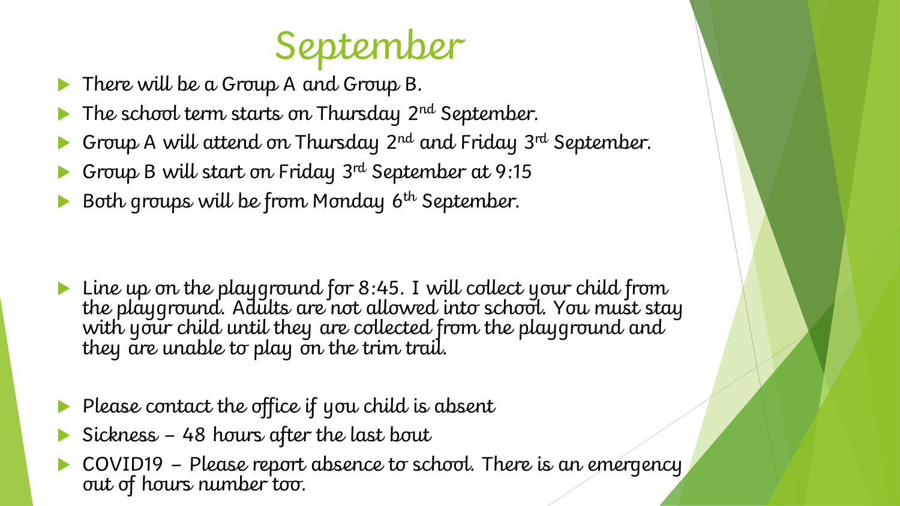# September

- There will be a Group A and Group B.
- The school term starts on Thursday 2nd September.
- Group A will attend on Thursday 2nd and Friday 3rd September.
- Group B will start on Friday 3rd September at 9:15
- Both groups will be from Monday 6th September.

- Line up on the playground for 8:45. I will collect your child from the playground. Adults are not allowed into school. You must stay with your child until they are collected from the playground and they are unable to play on the trim trail.

- Please contact the office if you child is absent
- Sickness – 48 hours after the last bout
- COVID19 – Please report absence to school. There is an emergency out of hours number too.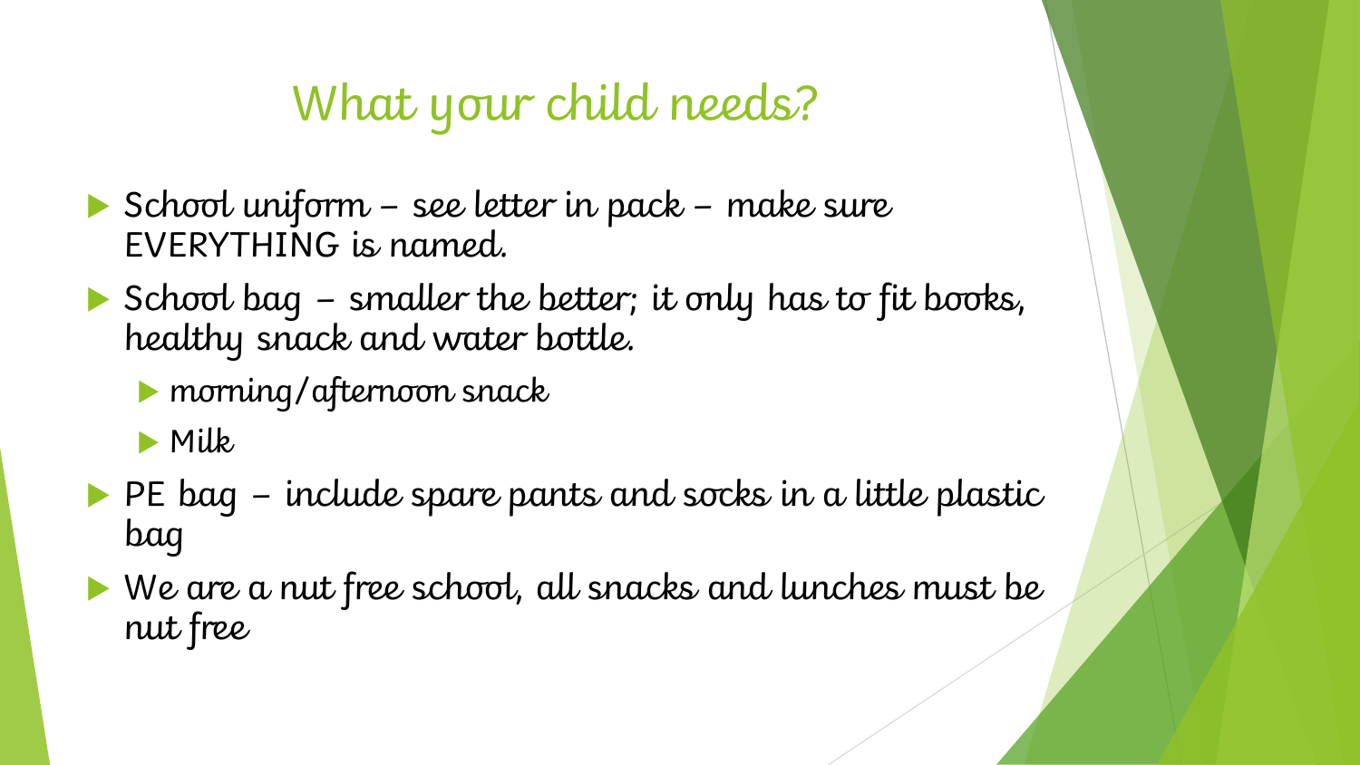# What your child needs?

- School uniform – see letter in pack – make sure EVERYTHING is named.
- School bag – smaller the better; it only has to fit books, healthy snack and water bottle.
  - morning/afternoon snack
  - Milk
- PE bag – include spare pants and socks in a little plastic bag
- We are a nut free school, all snacks and lunches must be nut free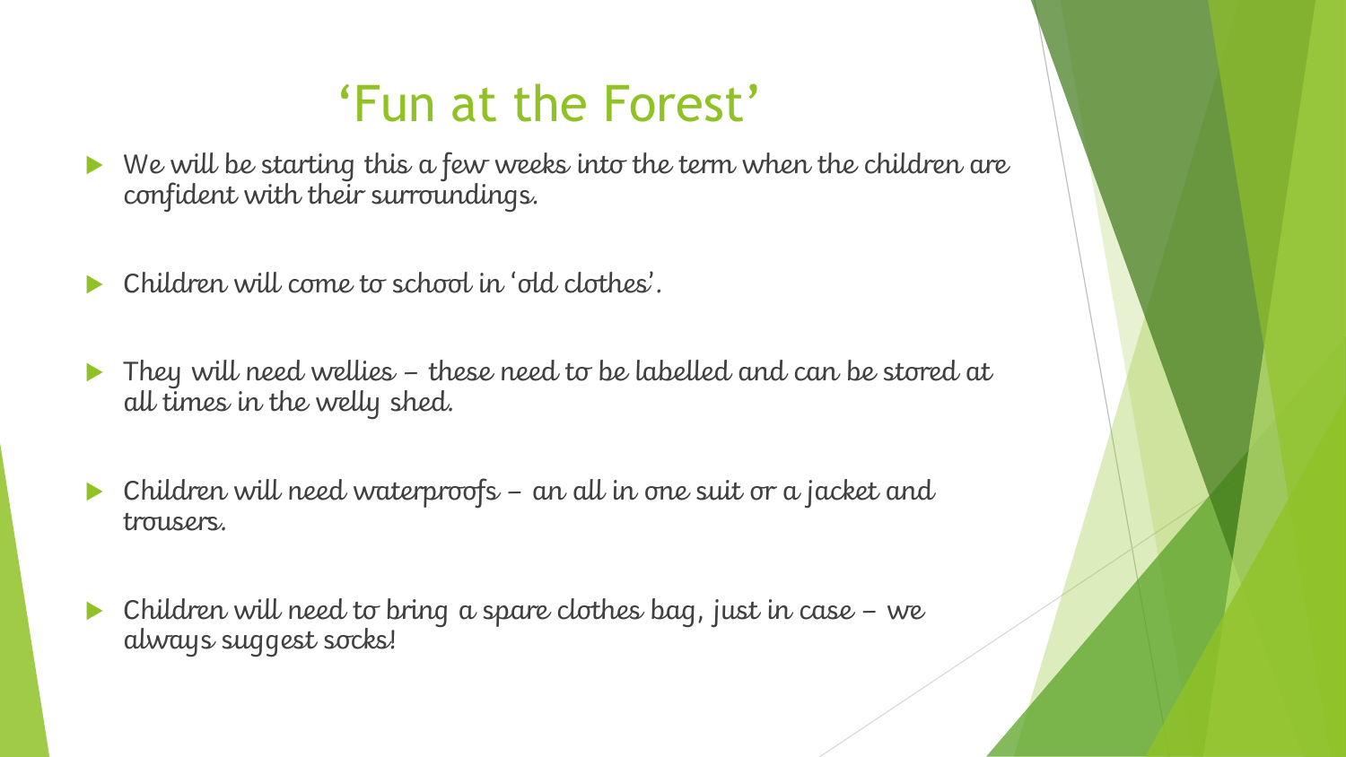# 'Fun at the Forest'

- We will be starting this a few weeks into the term when the children are confident with their surroundings.
- Children will come to school in 'old clothes'.
- They will need wellies – these need to be labelled and can be stored at all times in the welly shed.
- Children will need waterproofs – an all in one suit or a jacket and trousers.
- Children will need to bring a spare clothes bag, just in case – we always suggest socks!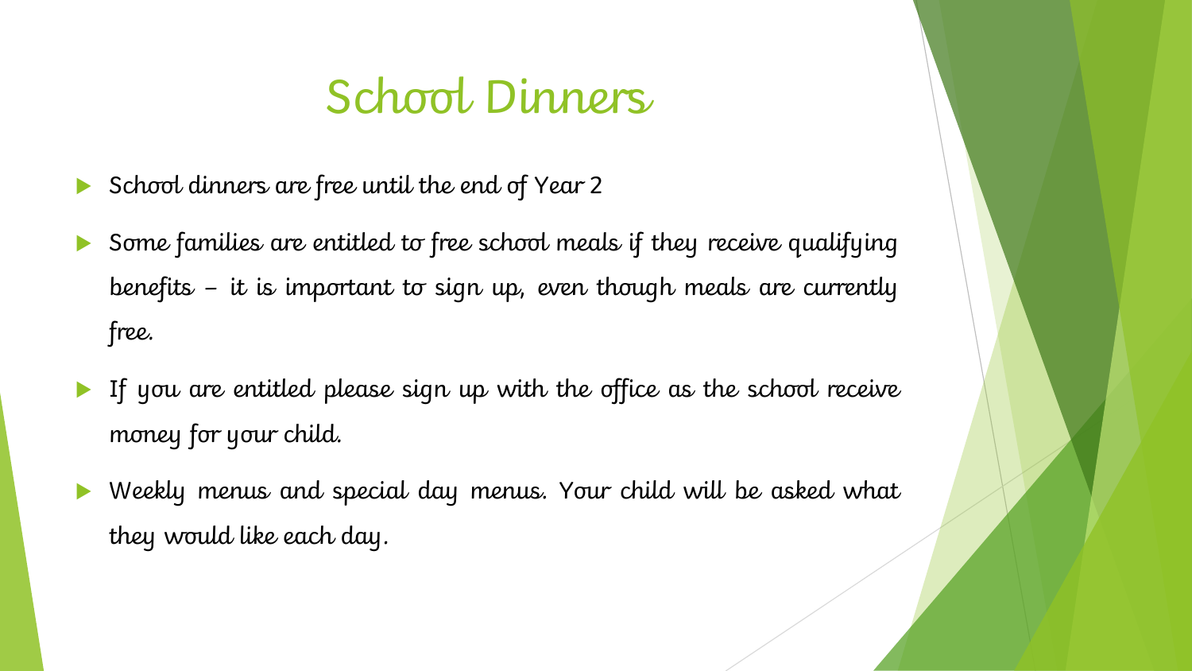# School Dinners

- School dinners are free until the end of Year 2
- Some families are entitled to free school meals if they receive qualifying benefits – it is important to sign up, even though meals are currently free.
- If you are entitled please sign up with the office as the school receive money for your child.
- Weekly menus and special day menus. Your child will be asked what they would like each day.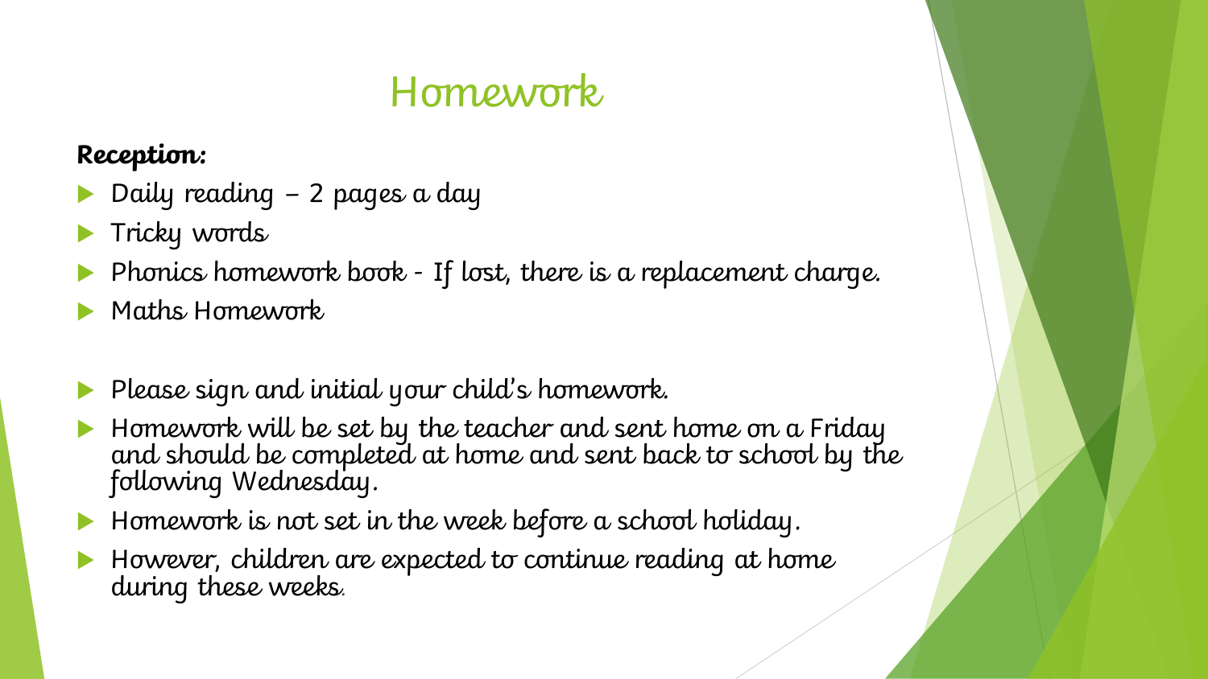# Homework

***Reception:***

- Daily reading – 2 pages a day
- Tricky words
- Phonics homework book - If lost, there is a replacement charge.
- Maths Homework

- Please sign and initial your child's homework.
- Homework will be set by the teacher and sent home on a Friday and should be completed at home and sent back to school by the following Wednesday.
- Homework is not set in the week before a school holiday.
- However, children are expected to continue reading at home during these weeks.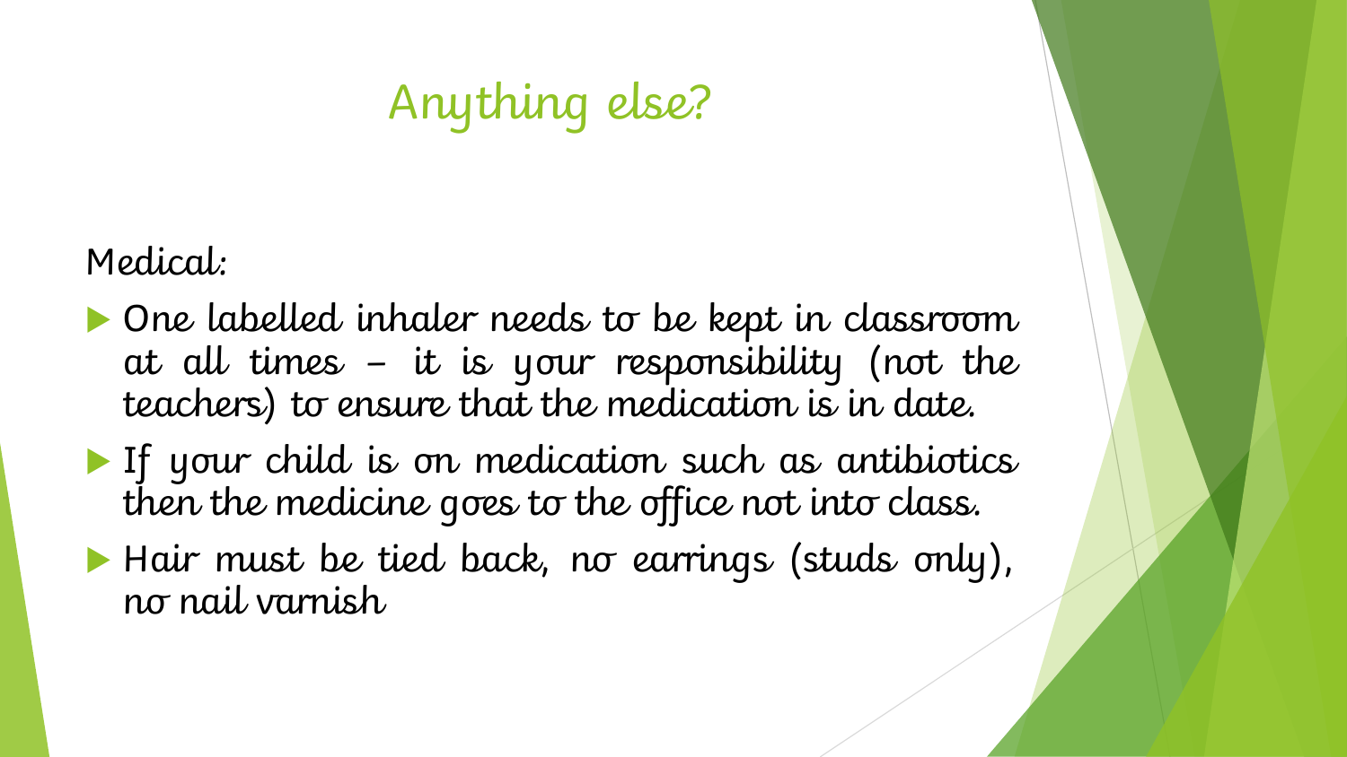# Anything else?

Medical:

- One labelled inhaler needs to be kept in classroom at all times – it is your responsibility (not the teachers) to ensure that the medication is in date.
- If your child is on medication such as antibiotics then the medicine goes to the office not into class.
- Hair must be tied back, no earrings (studs only), no nail varnish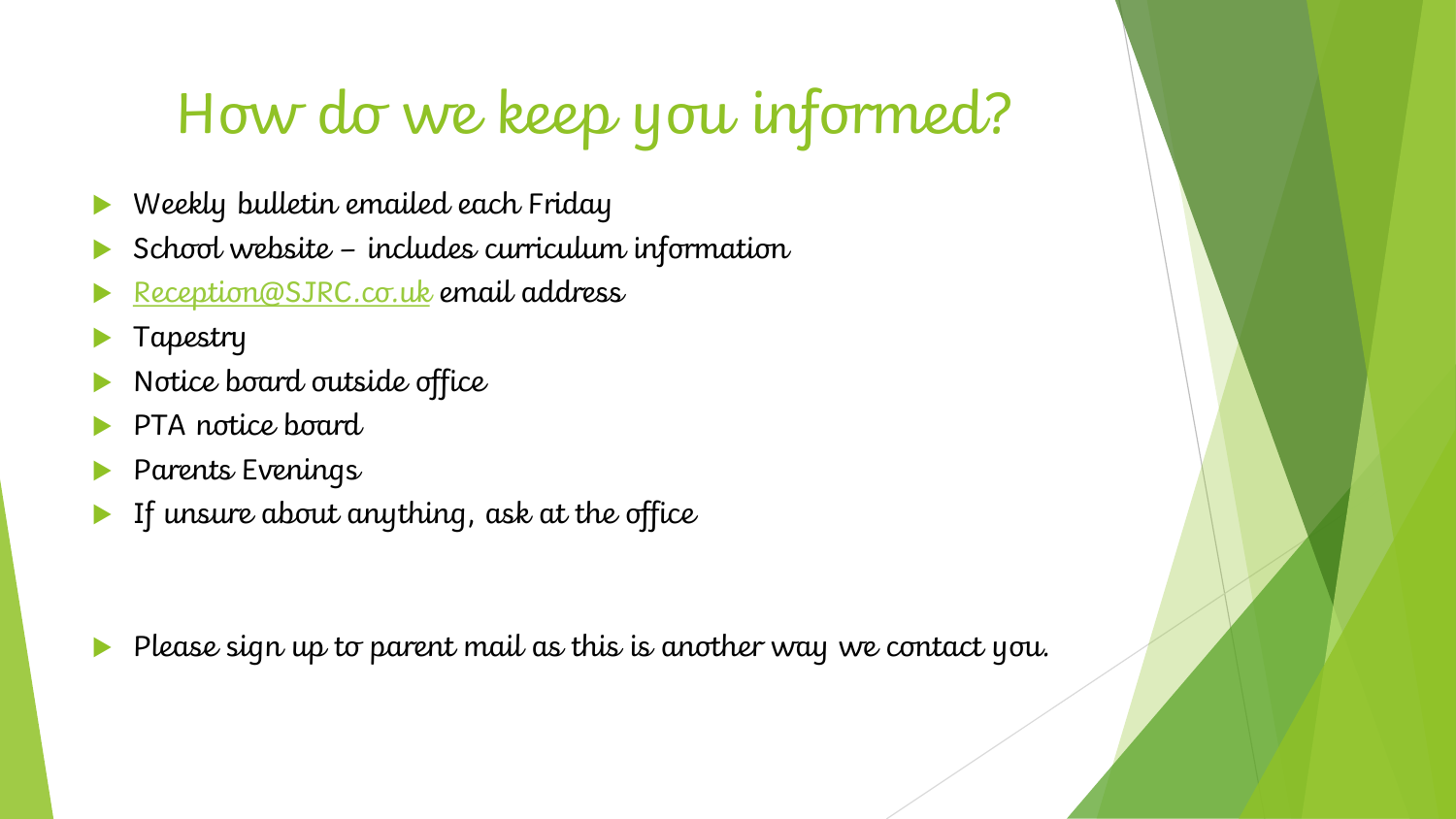# How do we keep you informed?

- Weekly bulletin emailed each Friday
- School website – includes curriculum information
- Reception@SJRC.co.uk email address
- Tapestry
- Notice board outside office
- PTA notice board
- Parents Evenings
- If unsure about anything, ask at the office

- Please sign up to parent mail as this is another way we contact you.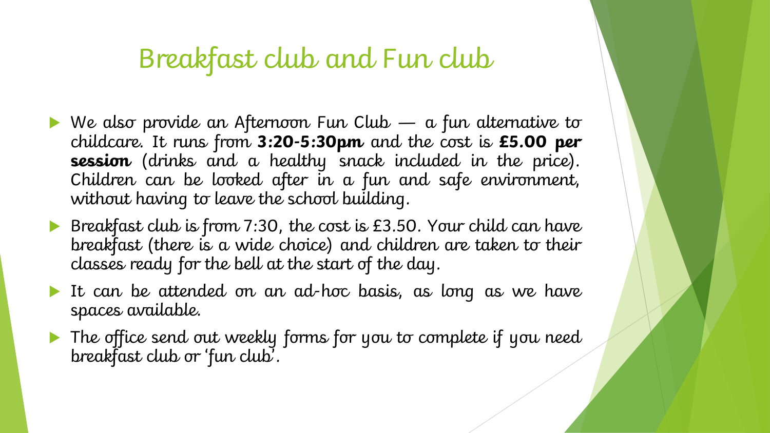# Breakfast club and Fun club

- We also provide an Afternoon Fun Club — a fun alternative to childcare. It runs from **3:20-5:30pm** and the cost is **£5.00 per session** (drinks and a healthy snack included in the price). Children can be looked after in a fun and safe environment, without having to leave the school building.
- Breakfast club is from 7:30, the cost is £3.50. Your child can have breakfast (there is a wide choice) and children are taken to their classes ready for the bell at the start of the day.
- It can be attended on an ad-hoc basis, as long as we have spaces available.
- The office send out weekly forms for you to complete if you need breakfast club or 'fun club'.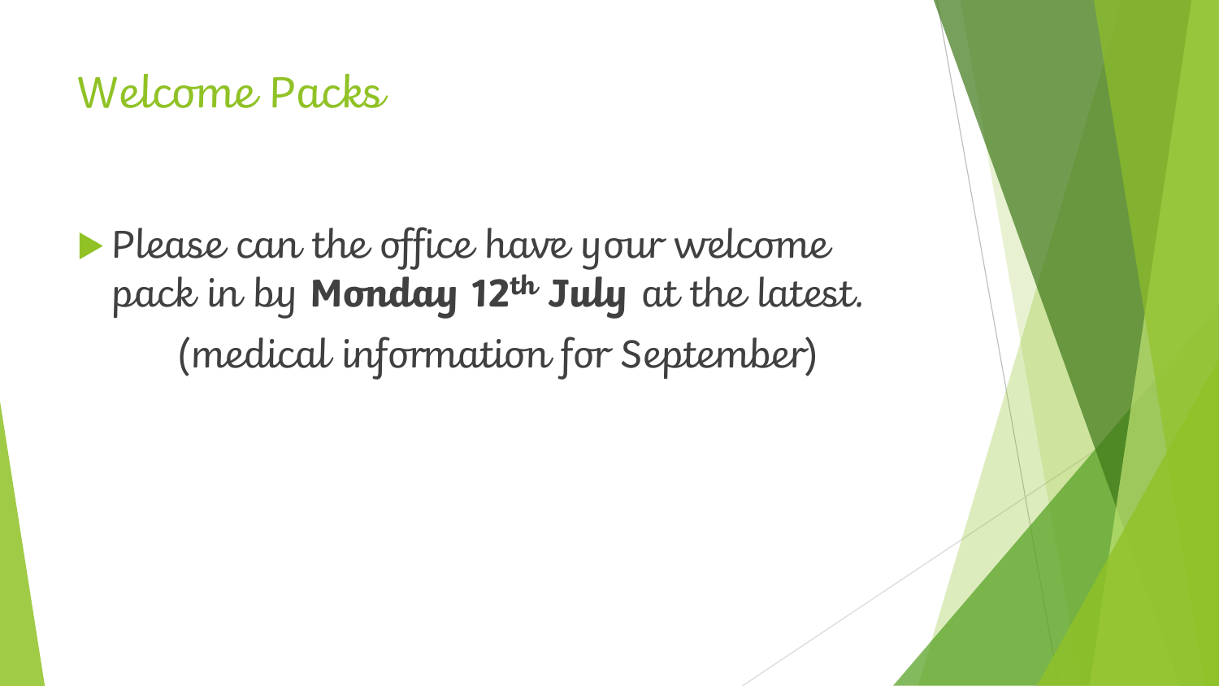# Welcome Packs

- Please can the office have your welcome pack in by **Monday 12th July** at the latest.

(medical information for September)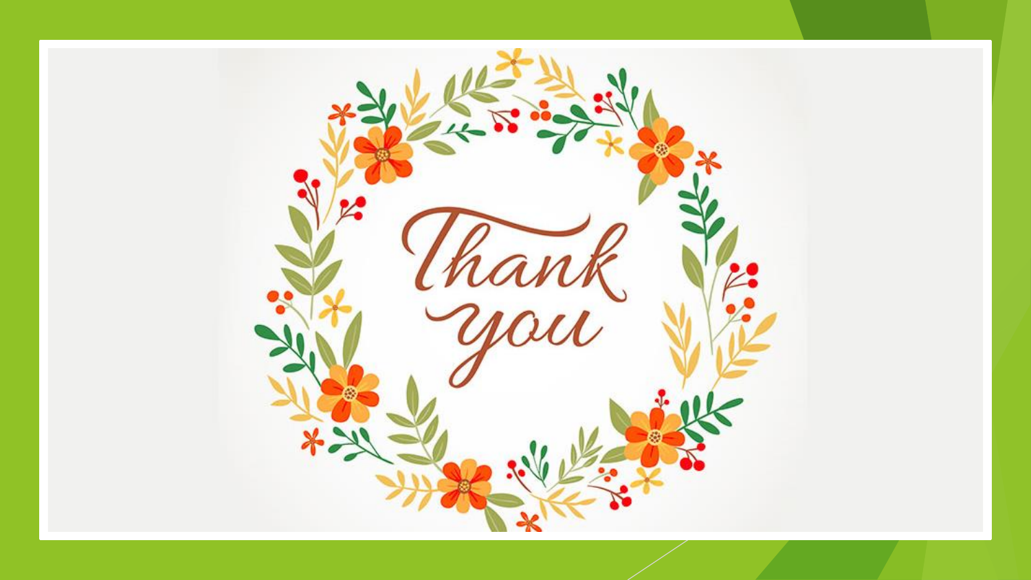Thank you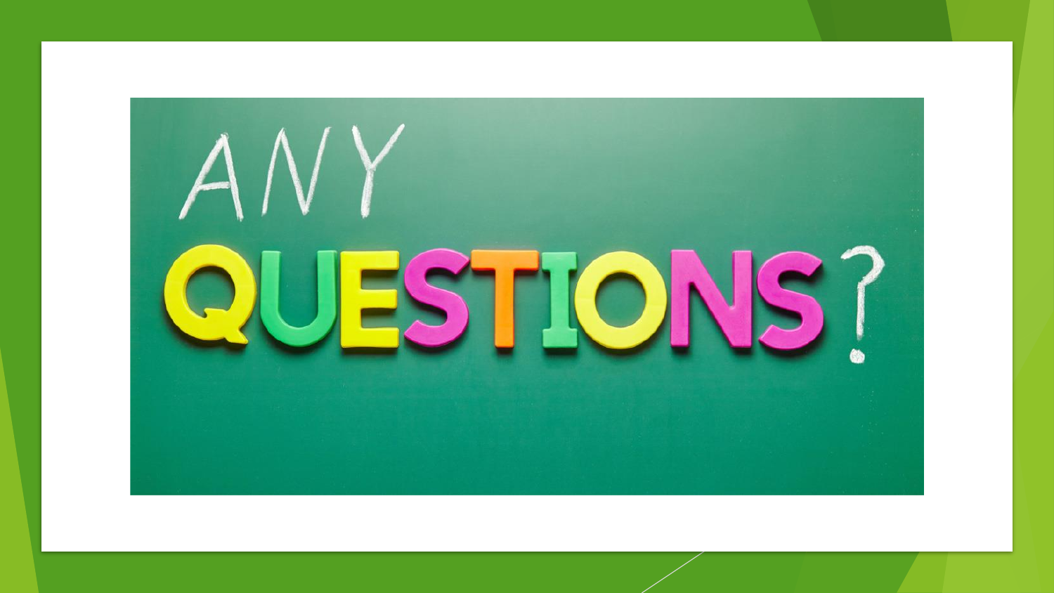ANY

QUESTIONS?